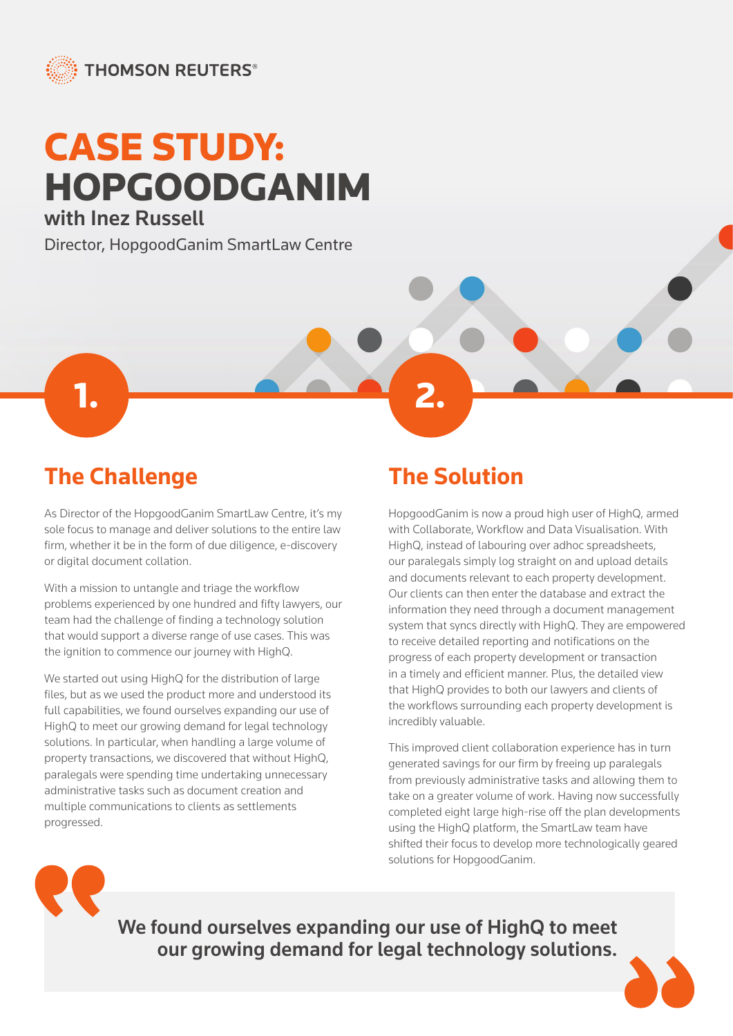THOMSON REUTERS®

# CASE STUDY: HOPGOODGANIM

**with Inez Russell**

Director, HopgoodGanim SmartLaw Centre

## 1. The Challenge

As Director of the HopgoodGanim SmartLaw Centre, it's my sole focus to manage and deliver solutions to the entire law firm, whether it be in the form of due diligence, e-discovery or digital document collation.

With a mission to untangle and triage the workflow problems experienced by one hundred and fifty lawyers, our team had the challenge of finding a technology solution that would support a diverse range of use cases. This was the ignition to commence our journey with HighQ.

We started out using HighQ for the distribution of large files, but as we used the product more and understood its full capabilities, we found ourselves expanding our use of HighQ to meet our growing demand for legal technology solutions. In particular, when handling a large volume of property transactions, we discovered that without HighQ, paralegals were spending time undertaking unnecessary administrative tasks such as document creation and multiple communications to clients as settlements progressed.

## 2. The Solution

HopgoodGanim is now a proud high user of HighQ, armed with Collaborate, Workflow and Data Visualisation. With HighQ, instead of labouring over adhoc spreadsheets, our paralegals simply log straight on and upload details and documents relevant to each property development. Our clients can then enter the database and extract the information they need through a document management system that syncs directly with HighQ. They are empowered to receive detailed reporting and notifications on the progress of each property development or transaction in a timely and efficient manner. Plus, the detailed view that HighQ provides to both our lawyers and clients of the workflows surrounding each property development is incredibly valuable.

This improved client collaboration experience has in turn generated savings for our firm by freeing up paralegals from previously administrative tasks and allowing them to take on a greater volume of work. Having now successfully completed eight large high-rise off the plan developments using the HighQ platform, the SmartLaw team have shifted their focus to develop more technologically geared solutions for HopgoodGanim.

> **We found ourselves expanding our use of HighQ to meet our growing demand for legal technology solutions.**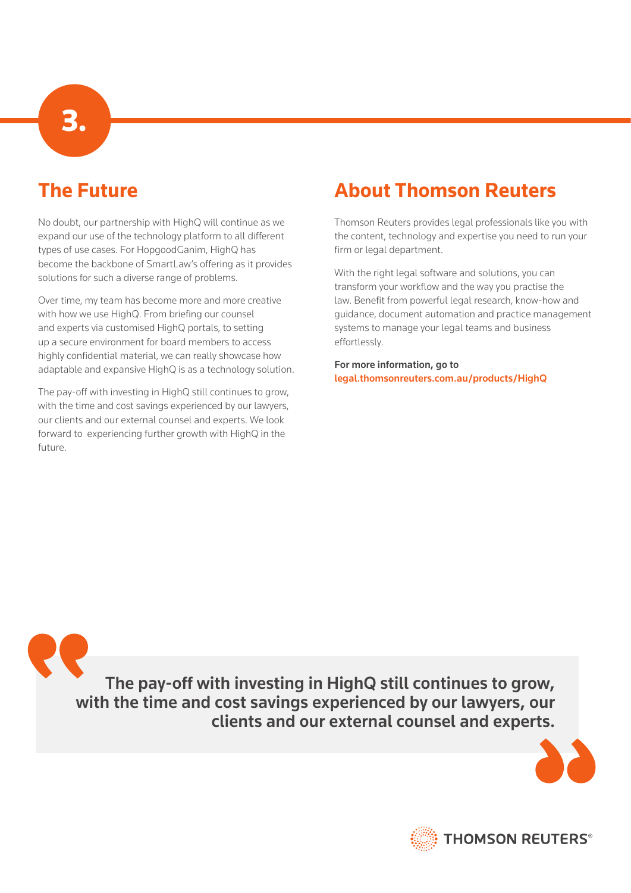3.

## The Future

No doubt, our partnership with HighQ will continue as we expand our use of the technology platform to all different types of use cases. For HopgoodGanim, HighQ has become the backbone of SmartLaw's offering as it provides solutions for such a diverse range of problems.

Over time, my team has become more and more creative with how we use HighQ. From briefing our counsel and experts via customised HighQ portals, to setting up a secure environment for board members to access highly confidential material, we can really showcase how adaptable and expansive HighQ is as a technology solution.

The pay-off with investing in HighQ still continues to grow, with the time and cost savings experienced by our lawyers, our clients and our external counsel and experts. We look forward to experiencing further growth with HighQ in the future.

## About Thomson Reuters

Thomson Reuters provides legal professionals like you with the content, technology and expertise you need to run your firm or legal department.

With the right legal software and solutions, you can transform your workflow and the way you practise the law. Benefit from powerful legal research, know-how and guidance, document automation and practice management systems to manage your legal teams and business effortlessly.

**For more information, go to**
**legal.thomsonreuters.com.au/products/HighQ**

> **The pay-off with investing in HighQ still continues to grow, with the time and cost savings experienced by our lawyers, our clients and our external counsel and experts.**

THOMSON REUTERS®